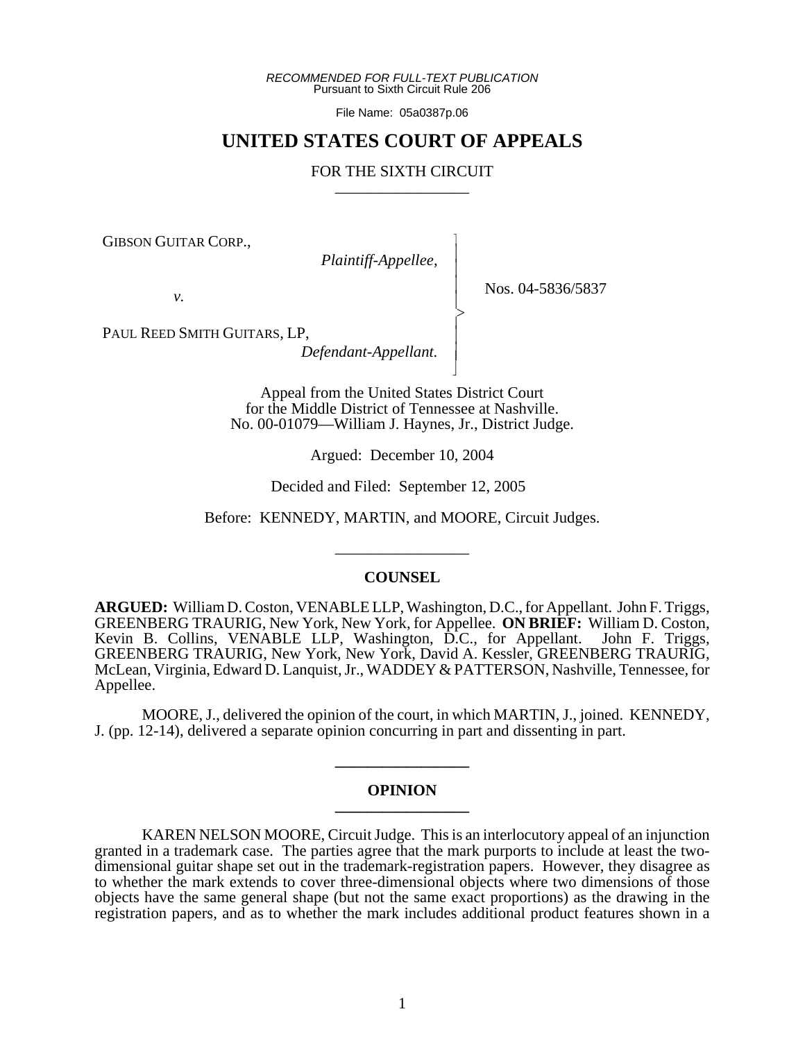*RECOMMENDED FOR FULL-TEXT PUBLICATION*
Pursuant to Sixth Circuit Rule 206

File Name: 05a0387p.06

# UNITED STATES COURT OF APPEALS

## FOR THE SIXTH CIRCUIT

GIBSON GUITAR CORP.,
*Plaintiff-Appellee,*

*v.*

PAUL REED SMITH GUITARS, LP,
*Defendant-Appellant.*

Nos. 04-5836/5837

Appeal from the United States District Court
for the Middle District of Tennessee at Nashville.
No. 00-01079—William J. Haynes, Jr., District Judge.

Argued: December 10, 2004

Decided and Filed: September 12, 2005

Before: KENNEDY, MARTIN, and MOORE, Circuit Judges.

### COUNSEL

**ARGUED:** William D. Coston, VENABLE LLP, Washington, D.C., for Appellant. John F. Triggs, GREENBERG TRAURIG, New York, New York, for Appellee. **ON BRIEF:** William D. Coston, Kevin B. Collins, VENABLE LLP, Washington, D.C., for Appellant. John F. Triggs, GREENBERG TRAURIG, New York, New York, David A. Kessler, GREENBERG TRAURIG, McLean, Virginia, Edward D. Lanquist, Jr., WADDEY & PATTERSON, Nashville, Tennessee, for Appellee.

MOORE, J., delivered the opinion of the court, in which MARTIN, J., joined. KENNEDY, J. (pp. 12-14), delivered a separate opinion concurring in part and dissenting in part.

### OPINION

KAREN NELSON MOORE, Circuit Judge. This is an interlocutory appeal of an injunction granted in a trademark case. The parties agree that the mark purports to include at least the two-dimensional guitar shape set out in the trademark-registration papers. However, they disagree as to whether the mark extends to cover three-dimensional objects where two dimensions of those objects have the same general shape (but not the same exact proportions) as the drawing in the registration papers, and as to whether the mark includes additional product features shown in a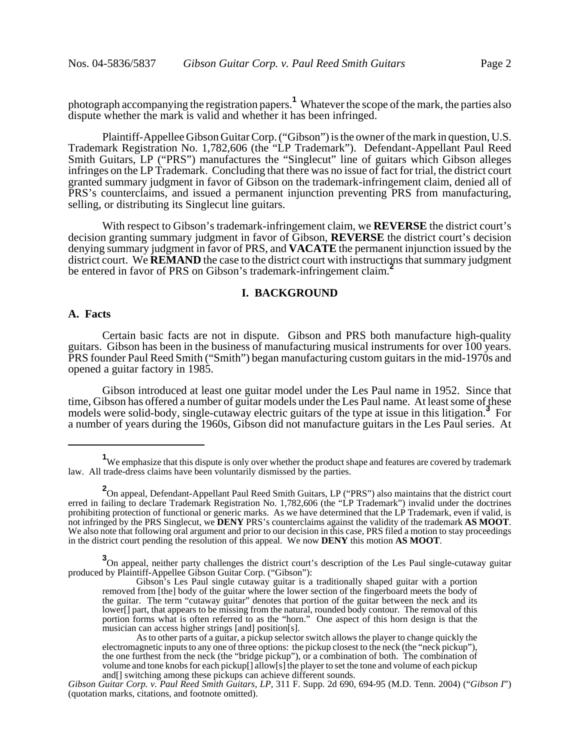photograph accompanying the registration papers.[1] Whatever the scope of the mark, the parties also dispute whether the mark is valid and whether it has been infringed.

Plaintiff-Appellee Gibson Guitar Corp. ("Gibson") is the owner of the mark in question, U.S. Trademark Registration No. 1,782,606 (the "LP Trademark"). Defendant-Appellant Paul Reed Smith Guitars, LP ("PRS") manufactures the "Singlecut" line of guitars which Gibson alleges infringes on the LP Trademark. Concluding that there was no issue of fact for trial, the district court granted summary judgment in favor of Gibson on the trademark-infringement claim, denied all of PRS's counterclaims, and issued a permanent injunction preventing PRS from manufacturing, selling, or distributing its Singlecut line guitars.

With respect to Gibson's trademark-infringement claim, we **REVERSE** the district court's decision granting summary judgment in favor of Gibson, **REVERSE** the district court's decision denying summary judgment in favor of PRS, and **VACATE** the permanent injunction issued by the district court. We **REMAND** the case to the district court with instructions that summary judgment be entered in favor of PRS on Gibson's trademark-infringement claim.[2]

## I. BACKGROUND

### A. Facts

Certain basic facts are not in dispute. Gibson and PRS both manufacture high-quality guitars. Gibson has been in the business of manufacturing musical instruments for over 100 years. PRS founder Paul Reed Smith ("Smith") began manufacturing custom guitars in the mid-1970s and opened a guitar factory in 1985.

Gibson introduced at least one guitar model under the Les Paul name in 1952. Since that time, Gibson has offered a number of guitar models under the Les Paul name. At least some of these models were solid-body, single-cutaway electric guitars of the type at issue in this litigation.[3] For a number of years during the 1960s, Gibson did not manufacture guitars in the Les Paul series. At

---

[1] We emphasize that this dispute is only over whether the product shape and features are covered by trademark law. All trade-dress claims have been voluntarily dismissed by the parties.

[2] On appeal, Defendant-Appellant Paul Reed Smith Guitars, LP ("PRS") also maintains that the district court erred in failing to declare Trademark Registration No. 1,782,606 (the "LP Trademark") invalid under the doctrines prohibiting protection of functional or generic marks. As we have determined that the LP Trademark, even if valid, is not infringed by the PRS Singlecut, we **DENY** PRS's counterclaims against the validity of the trademark **AS MOOT**. We also note that following oral argument and prior to our decision in this case, PRS filed a motion to stay proceedings in the district court pending the resolution of this appeal. We now **DENY** this motion **AS MOOT**.

[3] On appeal, neither party challenges the district court's description of the Les Paul single-cutaway guitar produced by Plaintiff-Appellee Gibson Guitar Corp. ("Gibson"):

> Gibson's Les Paul single cutaway guitar is a traditionally shaped guitar with a portion removed from [the] body of the guitar where the lower section of the fingerboard meets the body of the guitar. The term "cutaway guitar" denotes that portion of the guitar between the neck and its lower[] part, that appears to be missing from the natural, rounded body contour. The removal of this portion forms what is often referred to as the "horn." One aspect of this horn design is that the musician can access higher strings [and] position[s].
>
> As to other parts of a guitar, a pickup selector switch allows the player to change quickly the electromagnetic inputs to any one of three options: the pickup closest to the neck (the "neck pickup"), the one furthest from the neck (the "bridge pickup"), or a combination of both. The combination of volume and tone knobs for each pickup[] allow[s] the player to set the tone and volume of each pickup and[] switching among these pickups can achieve different sounds.

*Gibson Guitar Corp. v. Paul Reed Smith Guitars, LP*, 311 F. Supp. 2d 690, 694-95 (M.D. Tenn. 2004) ("*Gibson I*") (quotation marks, citations, and footnote omitted).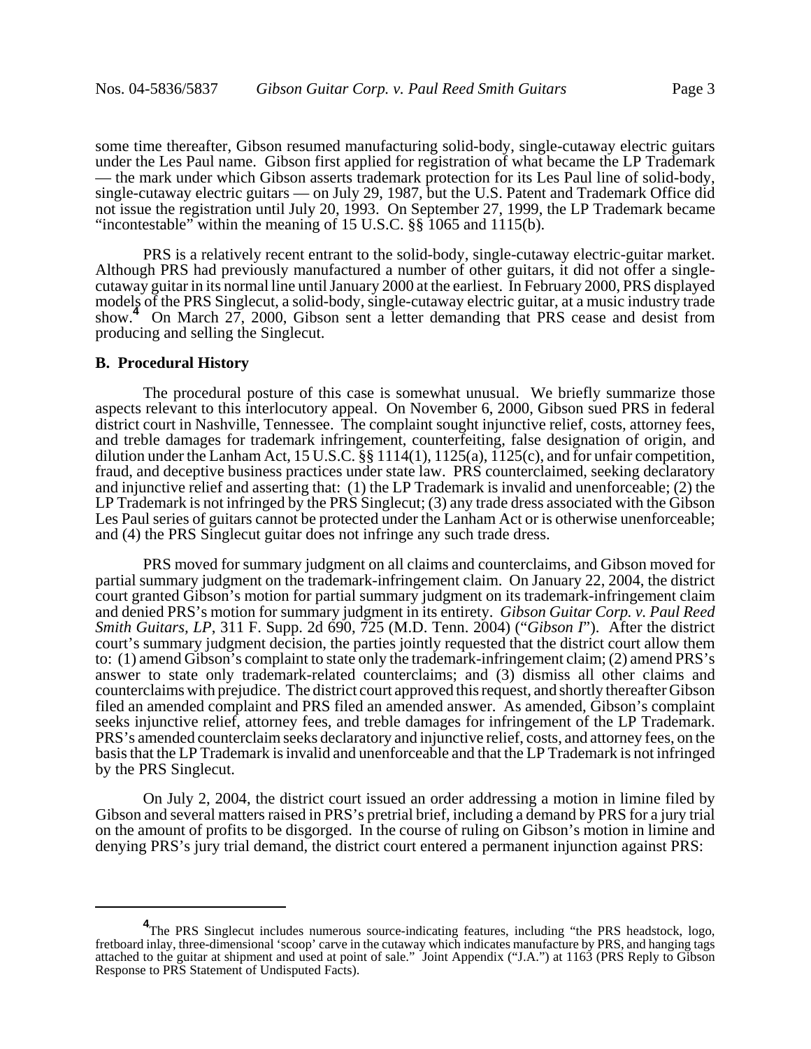some time thereafter, Gibson resumed manufacturing solid-body, single-cutaway electric guitars under the Les Paul name. Gibson first applied for registration of what became the LP Trademark — the mark under which Gibson asserts trademark protection for its Les Paul line of solid-body, single-cutaway electric guitars — on July 29, 1987, but the U.S. Patent and Trademark Office did not issue the registration until July 20, 1993. On September 27, 1999, the LP Trademark became "incontestable" within the meaning of 15 U.S.C. §§ 1065 and 1115(b).

PRS is a relatively recent entrant to the solid-body, single-cutaway electric-guitar market. Although PRS had previously manufactured a number of other guitars, it did not offer a single-cutaway guitar in its normal line until January 2000 at the earliest. In February 2000, PRS displayed models of the PRS Singlecut, a solid-body, single-cutaway electric guitar, at a music industry trade show.[4] On March 27, 2000, Gibson sent a letter demanding that PRS cease and desist from producing and selling the Singlecut.

### B. Procedural History

The procedural posture of this case is somewhat unusual. We briefly summarize those aspects relevant to this interlocutory appeal. On November 6, 2000, Gibson sued PRS in federal district court in Nashville, Tennessee. The complaint sought injunctive relief, costs, attorney fees, and treble damages for trademark infringement, counterfeiting, false designation of origin, and dilution under the Lanham Act, 15 U.S.C. §§ 1114(1), 1125(a), 1125(c), and for unfair competition, fraud, and deceptive business practices under state law. PRS counterclaimed, seeking declaratory and injunctive relief and asserting that: (1) the LP Trademark is invalid and unenforceable; (2) the LP Trademark is not infringed by the PRS Singlecut; (3) any trade dress associated with the Gibson Les Paul series of guitars cannot be protected under the Lanham Act or is otherwise unenforceable; and (4) the PRS Singlecut guitar does not infringe any such trade dress.

PRS moved for summary judgment on all claims and counterclaims, and Gibson moved for partial summary judgment on the trademark-infringement claim. On January 22, 2004, the district court granted Gibson's motion for partial summary judgment on its trademark-infringement claim and denied PRS's motion for summary judgment in its entirety. *Gibson Guitar Corp. v. Paul Reed Smith Guitars, LP*, 311 F. Supp. 2d 690, 725 (M.D. Tenn. 2004) ("*Gibson I*"). After the district court's summary judgment decision, the parties jointly requested that the district court allow them to: (1) amend Gibson's complaint to state only the trademark-infringement claim; (2) amend PRS's answer to state only trademark-related counterclaims; and (3) dismiss all other claims and counterclaims with prejudice. The district court approved this request, and shortly thereafter Gibson filed an amended complaint and PRS filed an amended answer. As amended, Gibson's complaint seeks injunctive relief, attorney fees, and treble damages for infringement of the LP Trademark. PRS's amended counterclaim seeks declaratory and injunctive relief, costs, and attorney fees, on the basis that the LP Trademark is invalid and unenforceable and that the LP Trademark is not infringed by the PRS Singlecut.

On July 2, 2004, the district court issued an order addressing a motion in limine filed by Gibson and several matters raised in PRS's pretrial brief, including a demand by PRS for a jury trial on the amount of profits to be disgorged. In the course of ruling on Gibson's motion in limine and denying PRS's jury trial demand, the district court entered a permanent injunction against PRS:

---

[4] The PRS Singlecut includes numerous source-indicating features, including "the PRS headstock, logo, fretboard inlay, three-dimensional 'scoop' carve in the cutaway which indicates manufacture by PRS, and hanging tags attached to the guitar at shipment and used at point of sale." Joint Appendix ("J.A.") at 1163 (PRS Reply to Gibson Response to PRS Statement of Undisputed Facts).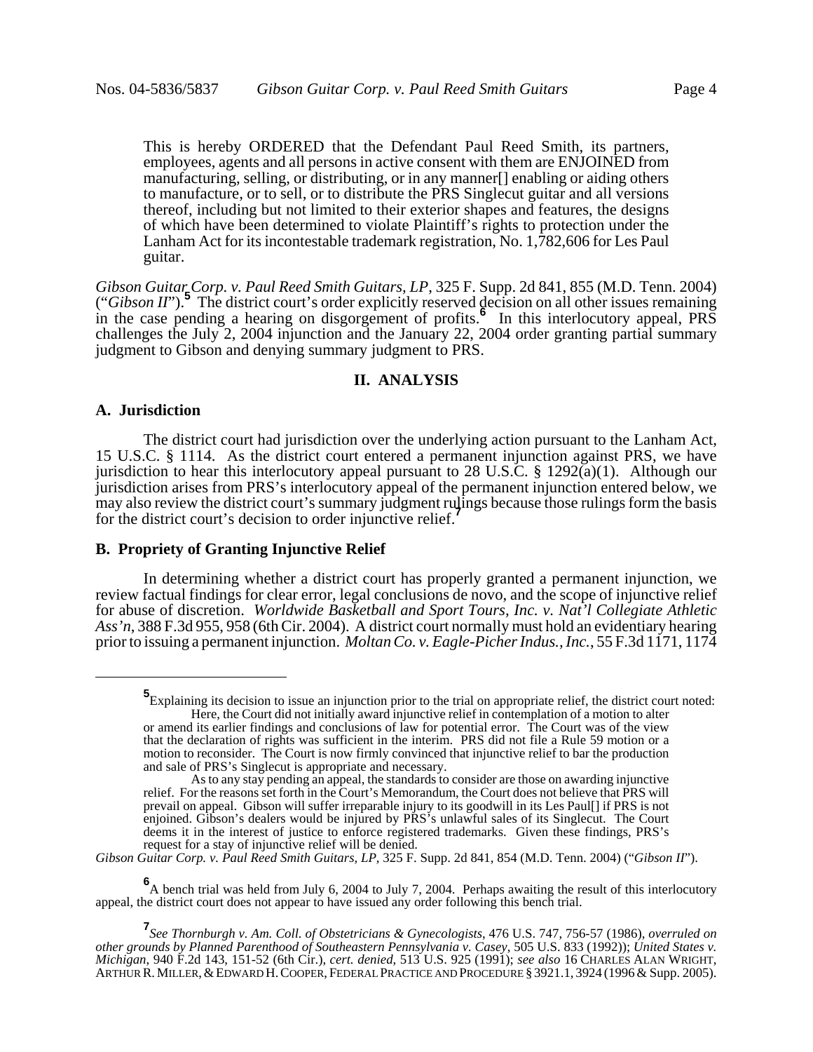> This is hereby ORDERED that the Defendant Paul Reed Smith, its partners, employees, agents and all persons in active consent with them are ENJOINED from manufacturing, selling, or distributing, or in any manner[] enabling or aiding others to manufacture, or to sell, or to distribute the PRS Singlecut guitar and all versions thereof, including but not limited to their exterior shapes and features, the designs of which have been determined to violate Plaintiff's rights to protection under the Lanham Act for its incontestable trademark registration, No. 1,782,606 for Les Paul guitar.

*Gibson Guitar Corp. v. Paul Reed Smith Guitars, LP*, 325 F. Supp. 2d 841, 855 (M.D. Tenn. 2004) ("*Gibson II*").[5] The district court's order explicitly reserved decision on all other issues remaining in the case pending a hearing on disgorgement of profits.[6] In this interlocutory appeal, PRS challenges the July 2, 2004 injunction and the January 22, 2004 order granting partial summary judgment to Gibson and denying summary judgment to PRS.

## II. ANALYSIS

### A. Jurisdiction

The district court had jurisdiction over the underlying action pursuant to the Lanham Act, 15 U.S.C. § 1114. As the district court entered a permanent injunction against PRS, we have jurisdiction to hear this interlocutory appeal pursuant to 28 U.S.C. § 1292(a)(1). Although our jurisdiction arises from PRS's interlocutory appeal of the permanent injunction entered below, we may also review the district court's summary judgment rulings because those rulings form the basis for the district court's decision to order injunctive relief.[7]

### B. Propriety of Granting Injunctive Relief

In determining whether a district court has properly granted a permanent injunction, we review factual findings for clear error, legal conclusions de novo, and the scope of injunctive relief for abuse of discretion. *Worldwide Basketball and Sport Tours, Inc. v. Nat'l Collegiate Athletic Ass'n*, 388 F.3d 955, 958 (6th Cir. 2004). A district court normally must hold an evidentiary hearing prior to issuing a permanent injunction. *Moltan Co. v. Eagle-Picher Indus., Inc.*, 55 F.3d 1171, 1174

---

[5] Explaining its decision to issue an injunction prior to the trial on appropriate relief, the district court noted:

> Here, the Court did not initially award injunctive relief in contemplation of a motion to alter or amend its earlier findings and conclusions of law for potential error. The Court was of the view that the declaration of rights was sufficient in the interim. PRS did not file a Rule 59 motion or a motion to reconsider. The Court is now firmly convinced that injunctive relief to bar the production and sale of PRS's Singlecut is appropriate and necessary.
>
> As to any stay pending an appeal, the standards to consider are those on awarding injunctive relief. For the reasons set forth in the Court's Memorandum, the Court does not believe that PRS will prevail on appeal. Gibson will suffer irreparable injury to its goodwill in its Les Paul[] if PRS is not enjoined. Gibson's dealers would be injured by PRS's unlawful sales of its Singlecut. The Court deems it in the interest of justice to enforce registered trademarks. Given these findings, PRS's request for a stay of injunctive relief will be denied.

*Gibson Guitar Corp. v. Paul Reed Smith Guitars, LP*, 325 F. Supp. 2d 841, 854 (M.D. Tenn. 2004) ("*Gibson II*").

[6] A bench trial was held from July 6, 2004 to July 7, 2004. Perhaps awaiting the result of this interlocutory appeal, the district court does not appear to have issued any order following this bench trial.

[7] *See Thornburgh v. Am. Coll. of Obstetricians & Gynecologists*, 476 U.S. 747, 756-57 (1986), *overruled on other grounds by Planned Parenthood of Southeastern Pennsylvania v. Casey*, 505 U.S. 833 (1992)); *United States v. Michigan*, 940 F.2d 143, 151-52 (6th Cir.), *cert. denied*, 513 U.S. 925 (1991); *see also* 16 CHARLES ALAN WRIGHT, ARTHUR R. MILLER, & EDWARD H. COOPER, FEDERAL PRACTICE AND PROCEDURE § 3921.1, 3924 (1996 & Supp. 2005).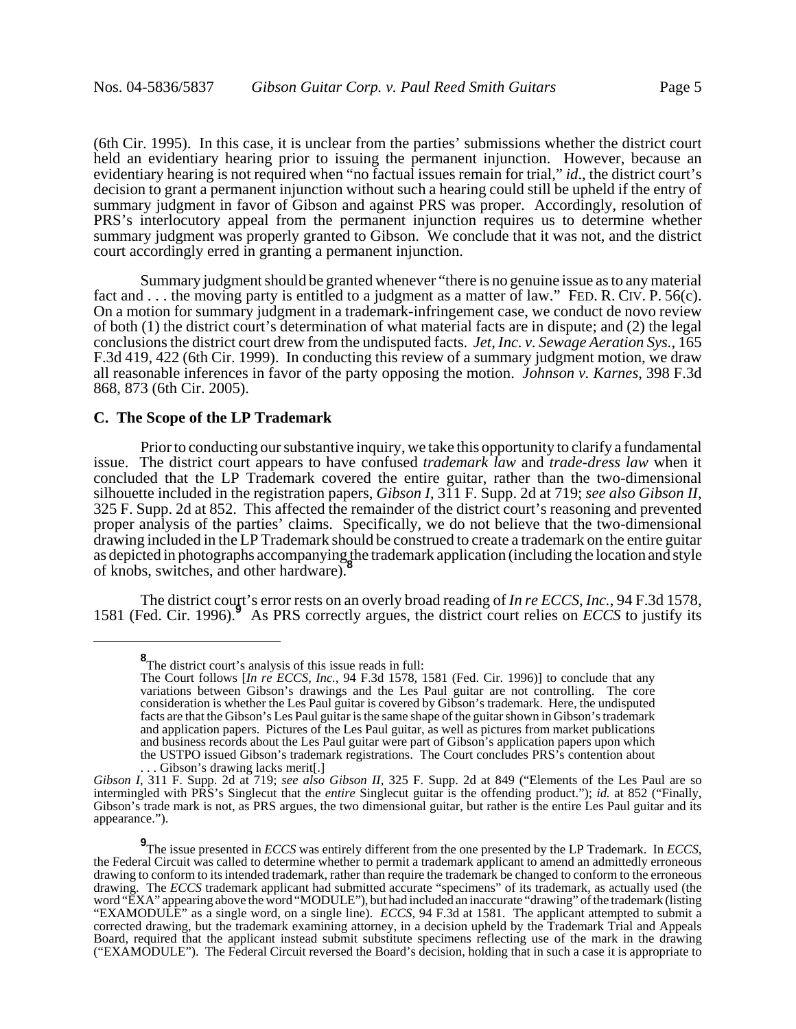(6th Cir. 1995). In this case, it is unclear from the parties' submissions whether the district court held an evidentiary hearing prior to issuing the permanent injunction. However, because an evidentiary hearing is not required when "no factual issues remain for trial," *id*., the district court's decision to grant a permanent injunction without such a hearing could still be upheld if the entry of summary judgment in favor of Gibson and against PRS was proper. Accordingly, resolution of PRS's interlocutory appeal from the permanent injunction requires us to determine whether summary judgment was properly granted to Gibson. We conclude that it was not, and the district court accordingly erred in granting a permanent injunction.

Summary judgment should be granted whenever "there is no genuine issue as to any material fact and . . . the moving party is entitled to a judgment as a matter of law." FED. R. CIV. P. 56(c). On a motion for summary judgment in a trademark-infringement case, we conduct de novo review of both (1) the district court's determination of what material facts are in dispute; and (2) the legal conclusions the district court drew from the undisputed facts. *Jet, Inc. v. Sewage Aeration Sys.*, 165 F.3d 419, 422 (6th Cir. 1999). In conducting this review of a summary judgment motion, we draw all reasonable inferences in favor of the party opposing the motion. *Johnson v. Karnes*, 398 F.3d 868, 873 (6th Cir. 2005).

### C. The Scope of the LP Trademark

Prior to conducting our substantive inquiry, we take this opportunity to clarify a fundamental issue. The district court appears to have confused *trademark law* and *trade-dress law* when it concluded that the LP Trademark covered the entire guitar, rather than the two-dimensional silhouette included in the registration papers, *Gibson I*, 311 F. Supp. 2d at 719; *see also Gibson II*, 325 F. Supp. 2d at 852. This affected the remainder of the district court's reasoning and prevented proper analysis of the parties' claims. Specifically, we do not believe that the two-dimensional drawing included in the LP Trademark should be construed to create a trademark on the entire guitar as depicted in photographs accompanying the trademark application (including the location and style of knobs, switches, and other hardware).[8]

The district court's error rests on an overly broad reading of *In re ECCS, Inc.*, 94 F.3d 1578, 1581 (Fed. Cir. 1996).[9] As PRS correctly argues, the district court relies on *ECCS* to justify its

---

[8] The district court's analysis of this issue reads in full:

> The Court follows [*In re ECCS, Inc.*, 94 F.3d 1578, 1581 (Fed. Cir. 1996)] to conclude that any variations between Gibson's drawings and the Les Paul guitar are not controlling. The core consideration is whether the Les Paul guitar is covered by Gibson's trademark. Here, the undisputed facts are that the Gibson's Les Paul guitar is the same shape of the guitar shown in Gibson's trademark and application papers. Pictures of the Les Paul guitar, as well as pictures from market publications and business records about the Les Paul guitar were part of Gibson's application papers upon which the USTPO issued Gibson's trademark registrations. The Court concludes PRS's contention about . . . Gibson's drawing lacks merit[.]

*Gibson I*, 311 F. Supp. 2d at 719; *see also Gibson II*, 325 F. Supp. 2d at 849 ("Elements of the Les Paul are so intermingled with PRS's Singlecut that the *entire* Singlecut guitar is the offending product."); *id.* at 852 ("Finally, Gibson's trade mark is not, as PRS argues, the two dimensional guitar, but rather is the entire Les Paul guitar and its appearance.").

[9] The issue presented in *ECCS* was entirely different from the one presented by the LP Trademark. In *ECCS*, the Federal Circuit was called to determine whether to permit a trademark applicant to amend an admittedly erroneous drawing to conform to its intended trademark, rather than require the trademark be changed to conform to the erroneous drawing. The *ECCS* trademark applicant had submitted accurate "specimens" of its trademark, as actually used (the word "EXA" appearing above the word "MODULE"), but had included an inaccurate "drawing" of the trademark (listing "EXAMODULE" as a single word, on a single line). *ECCS*, 94 F.3d at 1581. The applicant attempted to submit a corrected drawing, but the trademark examining attorney, in a decision upheld by the Trademark Trial and Appeals Board, required that the applicant instead submit substitute specimens reflecting use of the mark in the drawing ("EXAMODULE"). The Federal Circuit reversed the Board's decision, holding that in such a case it is appropriate to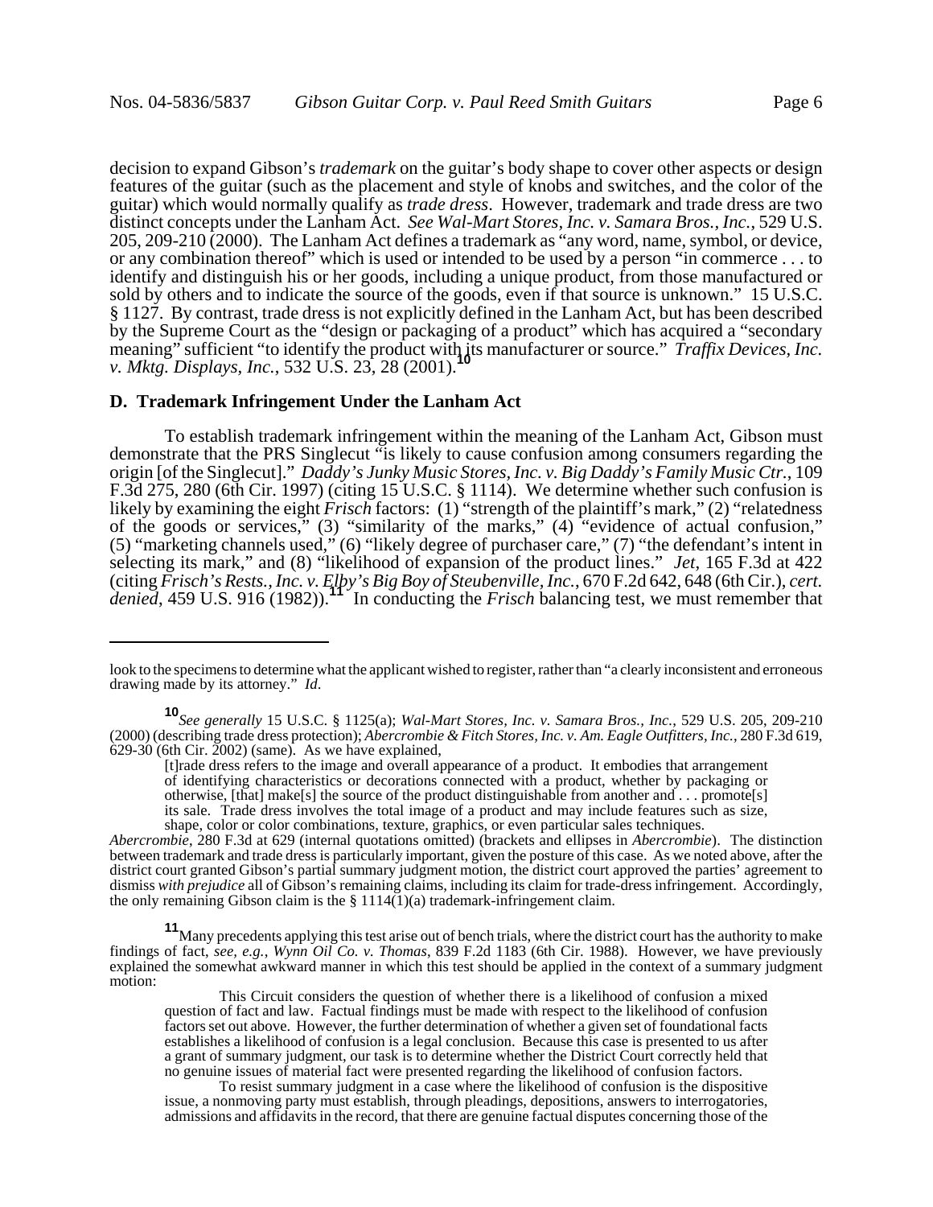decision to expand Gibson's *trademark* on the guitar's body shape to cover other aspects or design features of the guitar (such as the placement and style of knobs and switches, and the color of the guitar) which would normally qualify as *trade dress*. However, trademark and trade dress are two distinct concepts under the Lanham Act. *See Wal-Mart Stores, Inc. v. Samara Bros., Inc.*, 529 U.S. 205, 209-210 (2000). The Lanham Act defines a trademark as "any word, name, symbol, or device, or any combination thereof" which is used or intended to be used by a person "in commerce . . . to identify and distinguish his or her goods, including a unique product, from those manufactured or sold by others and to indicate the source of the goods, even if that source is unknown." 15 U.S.C. § 1127. By contrast, trade dress is not explicitly defined in the Lanham Act, but has been described by the Supreme Court as the "design or packaging of a product" which has acquired a "secondary meaning" sufficient "to identify the product with its manufacturer or source." *Traffix Devices, Inc. v. Mktg. Displays, Inc.*, 532 U.S. 23, 28 (2001).[10]

**D. Trademark Infringement Under the Lanham Act**

To establish trademark infringement within the meaning of the Lanham Act, Gibson must demonstrate that the PRS Singlecut "is likely to cause confusion among consumers regarding the origin [of the Singlecut]." *Daddy's Junky Music Stores, Inc. v. Big Daddy's Family Music Ctr.*, 109 F.3d 275, 280 (6th Cir. 1997) (citing 15 U.S.C. § 1114). We determine whether such confusion is likely by examining the eight *Frisch* factors: (1) "strength of the plaintiff's mark," (2) "relatedness of the goods or services," (3) "similarity of the marks," (4) "evidence of actual confusion," (5) "marketing channels used," (6) "likely degree of purchaser care," (7) "the defendant's intent in selecting its mark," and (8) "likelihood of expansion of the product lines." *Jet*, 165 F.3d at 422 (citing *Frisch's Rests., Inc. v. Elby's Big Boy of Steubenville, Inc.*, 670 F.2d 642, 648 (6th Cir.), *cert. denied*, 459 U.S. 916 (1982)).[11] In conducting the *Frisch* balancing test, we must remember that

---

look to the specimens to determine what the applicant wished to register, rather than "a clearly inconsistent and erroneous drawing made by its attorney." *Id.*

[10] *See generally* 15 U.S.C. § 1125(a); *Wal-Mart Stores, Inc. v. Samara Bros., Inc.*, 529 U.S. 205, 209-210 (2000) (describing trade dress protection); *Abercrombie & Fitch Stores, Inc. v. Am. Eagle Outfitters, Inc.*, 280 F.3d 619, 629-30 (6th Cir. 2002) (same). As we have explained,

> [t]rade dress refers to the image and overall appearance of a product. It embodies that arrangement of identifying characteristics or decorations connected with a product, whether by packaging or otherwise, [that] make[s] the source of the product distinguishable from another and . . . promote[s] its sale. Trade dress involves the total image of a product and may include features such as size, shape, color or color combinations, texture, graphics, or even particular sales techniques.

*Abercrombie*, 280 F.3d at 629 (internal quotations omitted) (brackets and ellipses in *Abercrombie*). The distinction between trademark and trade dress is particularly important, given the posture of this case. As we noted above, after the district court granted Gibson's partial summary judgment motion, the district court approved the parties' agreement to dismiss *with prejudice* all of Gibson's remaining claims, including its claim for trade-dress infringement. Accordingly, the only remaining Gibson claim is the § 1114(1)(a) trademark-infringement claim.

[11] Many precedents applying this test arise out of bench trials, where the district court has the authority to make findings of fact, *see, e.g.*, *Wynn Oil Co. v. Thomas*, 839 F.2d 1183 (6th Cir. 1988). However, we have previously explained the somewhat awkward manner in which this test should be applied in the context of a summary judgment motion:

> This Circuit considers the question of whether there is a likelihood of confusion a mixed question of fact and law. Factual findings must be made with respect to the likelihood of confusion factors set out above. However, the further determination of whether a given set of foundational facts establishes a likelihood of confusion is a legal conclusion. Because this case is presented to us after a grant of summary judgment, our task is to determine whether the District Court correctly held that no genuine issues of material fact were presented regarding the likelihood of confusion factors.
>
> To resist summary judgment in a case where the likelihood of confusion is the dispositive issue, a nonmoving party must establish, through pleadings, depositions, answers to interrogatories, admissions and affidavits in the record, that there are genuine factual disputes concerning those of the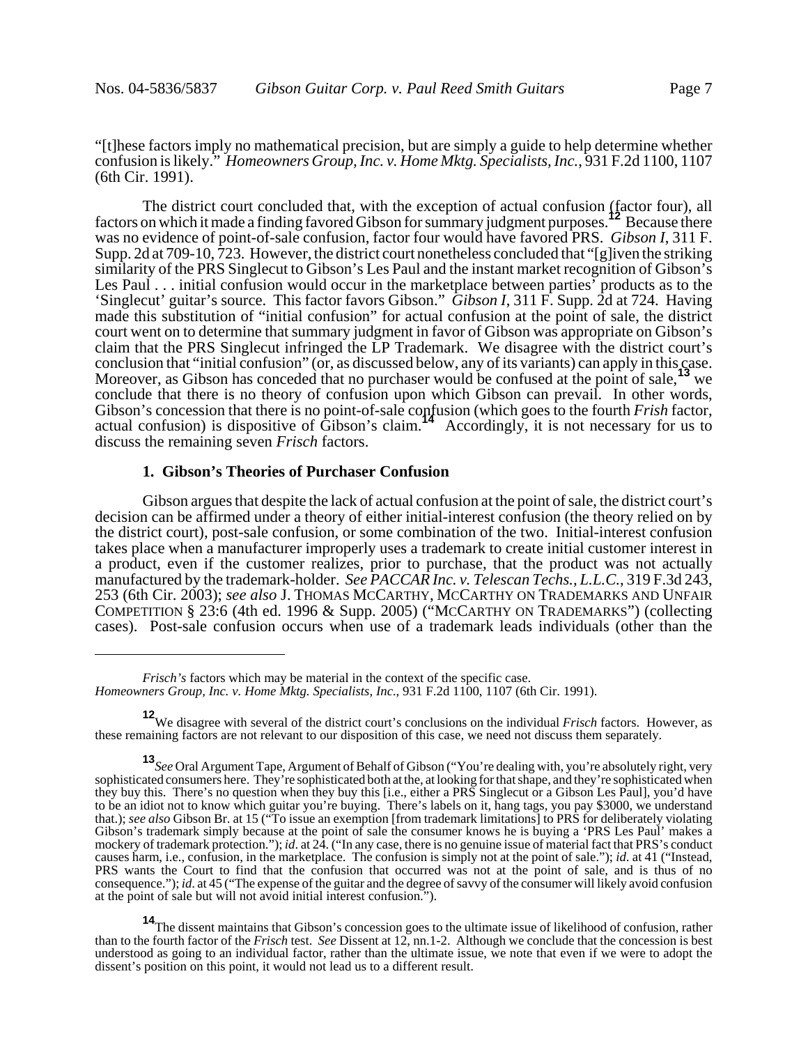"[t]hese factors imply no mathematical precision, but are simply a guide to help determine whether confusion is likely." *Homeowners Group, Inc. v. Home Mktg. Specialists, Inc.*, 931 F.2d 1100, 1107 (6th Cir. 1991).

The district court concluded that, with the exception of actual confusion (factor four), all factors on which it made a finding favored Gibson for summary judgment purposes.[12] Because there was no evidence of point-of-sale confusion, factor four would have favored PRS. *Gibson I*, 311 F. Supp. 2d at 709-10, 723. However, the district court nonetheless concluded that "[g]iven the striking similarity of the PRS Singlecut to Gibson's Les Paul and the instant market recognition of Gibson's Les Paul . . . initial confusion would occur in the marketplace between parties' products as to the 'Singlecut' guitar's source. This factor favors Gibson." *Gibson I*, 311 F. Supp. 2d at 724. Having made this substitution of "initial confusion" for actual confusion at the point of sale, the district court went on to determine that summary judgment in favor of Gibson was appropriate on Gibson's claim that the PRS Singlecut infringed the LP Trademark. We disagree with the district court's conclusion that "initial confusion" (or, as discussed below, any of its variants) can apply in this case. Moreover, as Gibson has conceded that no purchaser would be confused at the point of sale,[13] we conclude that there is no theory of confusion upon which Gibson can prevail. In other words, Gibson's concession that there is no point-of-sale confusion (which goes to the fourth *Frish* factor, actual confusion) is dispositive of Gibson's claim.[14] Accordingly, it is not necessary for us to discuss the remaining seven *Frisch* factors.

**1. Gibson's Theories of Purchaser Confusion**

Gibson argues that despite the lack of actual confusion at the point of sale, the district court's decision can be affirmed under a theory of either initial-interest confusion (the theory relied on by the district court), post-sale confusion, or some combination of the two. Initial-interest confusion takes place when a manufacturer improperly uses a trademark to create initial customer interest in a product, even if the customer realizes, prior to purchase, that the product was not actually manufactured by the trademark-holder. *See PACCAR Inc. v. Telescan Techs., L.L.C.*, 319 F.3d 243, 253 (6th Cir. 2003); *see also* J. THOMAS MCCARTHY, MCCARTHY ON TRADEMARKS AND UNFAIR COMPETITION § 23:6 (4th ed. 1996 & Supp. 2005) ("MCCARTHY ON TRADEMARKS") (collecting cases). Post-sale confusion occurs when use of a trademark leads individuals (other than the

---

*Frisch's* factors which may be material in the context of the specific case. *Homeowners Group, Inc. v. Home Mktg. Specialists, Inc.*, 931 F.2d 1100, 1107 (6th Cir. 1991).

[12] We disagree with several of the district court's conclusions on the individual *Frisch* factors. However, as these remaining factors are not relevant to our disposition of this case, we need not discuss them separately.

[13] *See* Oral Argument Tape, Argument of Behalf of Gibson ("You're dealing with, you're absolutely right, very sophisticated consumers here. They're sophisticated both at the, at looking for that shape, and they're sophisticated when they buy this. There's no question when they buy this [i.e., either a PRS Singlecut or a Gibson Les Paul], you'd have to be an idiot not to know which guitar you're buying. There's labels on it, hang tags, you pay $3000, we understand that.); *see also* Gibson Br. at 15 ("To issue an exemption [from trademark limitations] to PRS for deliberately violating Gibson's trademark simply because at the point of sale the consumer knows he is buying a 'PRS Les Paul' makes a mockery of trademark protection."); *id*. at 24. ("In any case, there is no genuine issue of material fact that PRS's conduct causes harm, i.e., confusion, in the marketplace. The confusion is simply not at the point of sale."); *id.* at 41 ("Instead, PRS wants the Court to find that the confusion that occurred was not at the point of sale, and is thus of no consequence."); *id*. at 45 ("The expense of the guitar and the degree of savvy of the consumer will likely avoid confusion at the point of sale but will not avoid initial interest confusion.").

[14] The dissent maintains that Gibson's concession goes to the ultimate issue of likelihood of confusion, rather than to the fourth factor of the *Frisch* test. *See* Dissent at 12, nn.1-2. Although we conclude that the concession is best understood as going to an individual factor, rather than the ultimate issue, we note that even if we were to adopt the dissent's position on this point, it would not lead us to a different result.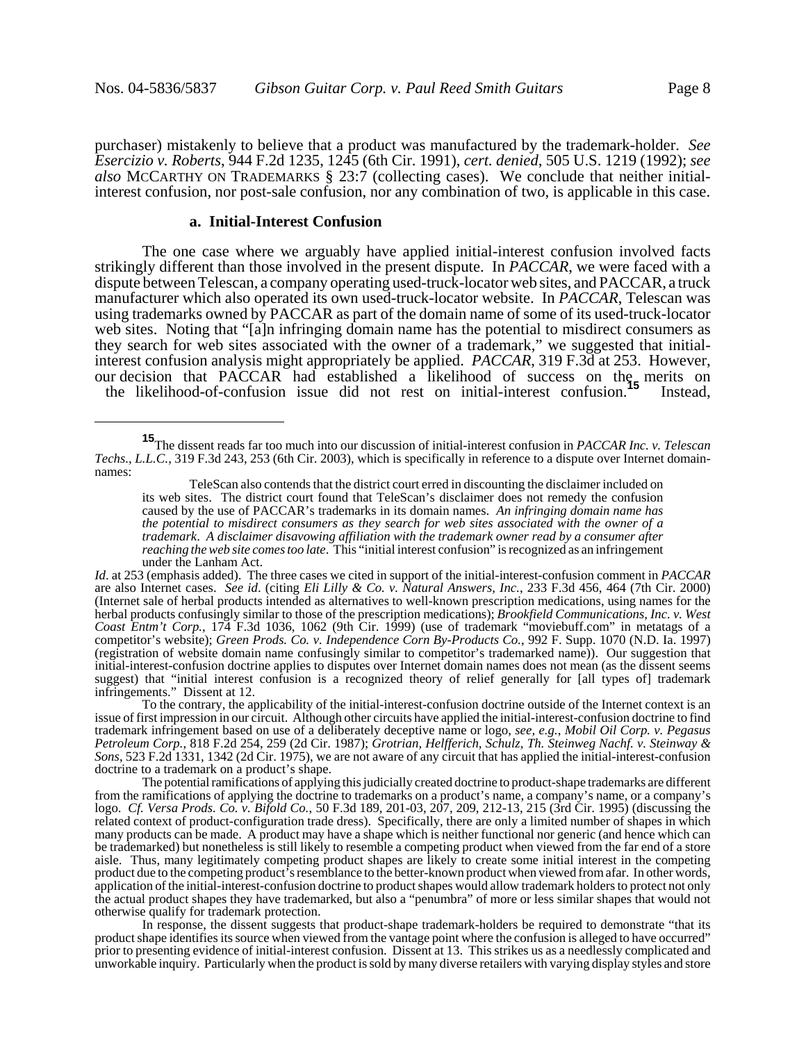purchaser) mistakenly to believe that a product was manufactured by the trademark-holder. *See Esercizio v. Roberts*, 944 F.2d 1235, 1245 (6th Cir. 1991), *cert. denied*, 505 U.S. 1219 (1992); *see also* MCCARTHY ON TRADEMARKS § 23:7 (collecting cases). We conclude that neither initial-interest confusion, nor post-sale confusion, nor any combination of two, is applicable in this case.

### a. Initial-Interest Confusion

The one case where we arguably have applied initial-interest confusion involved facts strikingly different than those involved in the present dispute. In *PACCAR*, we were faced with a dispute between Telescan, a company operating used-truck-locator web sites, and PACCAR, a truck manufacturer which also operated its own used-truck-locator website. In *PACCAR*, Telescan was using trademarks owned by PACCAR as part of the domain name of some of its used-truck-locator web sites. Noting that "[a]n infringing domain name has the potential to misdirect consumers as they search for web sites associated with the owner of a trademark," we suggested that initial-interest confusion analysis might appropriately be applied. *PACCAR*, 319 F.3d at 253. However, our decision that PACCAR had established a likelihood of success on the merits on the likelihood-of-confusion issue did not rest on initial-interest confusion.[15] Instead,

---

[15] The dissent reads far too much into our discussion of initial-interest confusion in *PACCAR Inc. v. Telescan Techs., L.L.C.*, 319 F.3d 243, 253 (6th Cir. 2003), which is specifically in reference to a dispute over Internet domain-names:

> TeleScan also contends that the district court erred in discounting the disclaimer included on its web sites. The district court found that TeleScan's disclaimer does not remedy the confusion caused by the use of PACCAR's trademarks in its domain names. *An infringing domain name has the potential to misdirect consumers as they search for web sites associated with the owner of a trademark. A disclaimer disavowing affiliation with the trademark owner read by a consumer after reaching the web site comes too late*. This "initial interest confusion" is recognized as an infringement under the Lanham Act.

*Id*. at 253 (emphasis added). The three cases we cited in support of the initial-interest-confusion comment in *PACCAR* are also Internet cases. *See id*. (citing *Eli Lilly & Co. v. Natural Answers, Inc.*, 233 F.3d 456, 464 (7th Cir. 2000) (Internet sale of herbal products intended as alternatives to well-known prescription medications, using names for the herbal products confusingly similar to those of the prescription medications); *Brookfield Communications, Inc. v. West Coast Entm't Corp.*, 174 F.3d 1036, 1062 (9th Cir. 1999) (use of trademark "moviebuff.com" in metatags of a competitor's website); *Green Prods. Co. v. Independence Corn By-Products Co.*, 992 F. Supp. 1070 (N.D. Ia. 1997) (registration of website domain name confusingly similar to competitor's trademarked name)). Our suggestion that initial-interest-confusion doctrine applies to disputes over Internet domain names does not mean (as the dissent seems suggest) that "initial interest confusion is a recognized theory of relief generally for [all types of] trademark infringements." Dissent at 12.

To the contrary, the applicability of the initial-interest-confusion doctrine outside of the Internet context is an issue of first impression in our circuit. Although other circuits have applied the initial-interest-confusion doctrine to find trademark infringement based on use of a deliberately deceptive name or logo, *see, e.g.*, *Mobil Oil Corp. v. Pegasus Petroleum Corp.*, 818 F.2d 254, 259 (2d Cir. 1987); *Grotrian, Helfferich, Schulz, Th. Steinweg Nachf. v. Steinway & Sons*, 523 F.2d 1331, 1342 (2d Cir. 1975), we are not aware of any circuit that has applied the initial-interest-confusion doctrine to a trademark on a product's shape.

The potential ramifications of applying this judicially created doctrine to product-shape trademarks are different from the ramifications of applying the doctrine to trademarks on a product's name, a company's name, or a company's logo. *Cf. Versa Prods. Co. v. Bifold Co.*, 50 F.3d 189, 201-03, 207, 209, 212-13, 215 (3rd Cir. 1995) (discussing the related context of product-configuration trade dress). Specifically, there are only a limited number of shapes in which many products can be made. A product may have a shape which is neither functional nor generic (and hence which can be trademarked) but nonetheless is still likely to resemble a competing product when viewed from the far end of a store aisle. Thus, many legitimately competing product shapes are likely to create some initial interest in the competing product due to the competing product's resemblance to the better-known product when viewed from afar. In other words, application of the initial-interest-confusion doctrine to product shapes would allow trademark holders to protect not only the actual product shapes they have trademarked, but also a "penumbra" of more or less similar shapes that would not otherwise qualify for trademark protection.

In response, the dissent suggests that product-shape trademark-holders be required to demonstrate "that its product shape identifies its source when viewed from the vantage point where the confusion is alleged to have occurred" prior to presenting evidence of initial-interest confusion. Dissent at 13. This strikes us as a needlessly complicated and unworkable inquiry. Particularly when the product is sold by many diverse retailers with varying display styles and store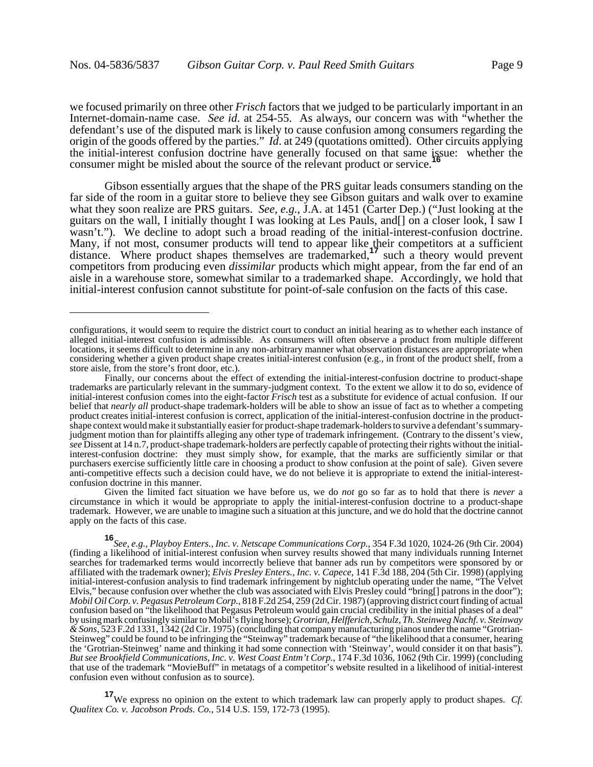we focused primarily on three other *Frisch* factors that we judged to be particularly important in an Internet-domain-name case. *See id.* at 254-55. As always, our concern was with "whether the defendant's use of the disputed mark is likely to cause confusion among consumers regarding the origin of the goods offered by the parties." *Id.* at 249 (quotations omitted). Other circuits applying the initial-interest confusion doctrine have generally focused on that same issue: whether the consumer might be misled about the source of the relevant product or service.[16]

Gibson essentially argues that the shape of the PRS guitar leads consumers standing on the far side of the room in a guitar store to believe they see Gibson guitars and walk over to examine what they soon realize are PRS guitars. *See, e.g.*, J.A. at 1451 (Carter Dep.) ("Just looking at the guitars on the wall, I initially thought I was looking at Les Pauls, and[] on a closer look, I saw I wasn't."). We decline to adopt such a broad reading of the initial-interest-confusion doctrine. Many, if not most, consumer products will tend to appear like their competitors at a sufficient distance. Where product shapes themselves are trademarked,[17] such a theory would prevent competitors from producing even *dissimilar* products which might appear, from the far end of an aisle in a warehouse store, somewhat similar to a trademarked shape. Accordingly, we hold that initial-interest confusion cannot substitute for point-of-sale confusion on the facts of this case.

---

configurations, it would seem to require the district court to conduct an initial hearing as to whether each instance of alleged initial-interest confusion is admissible. As consumers will often observe a product from multiple different locations, it seems difficult to determine in any non-arbitrary manner what observation distances are appropriate when considering whether a given product shape creates initial-interest confusion (e.g., in front of the product shelf, from a store aisle, from the store's front door, etc.).

Finally, our concerns about the effect of extending the initial-interest-confusion doctrine to product-shape trademarks are particularly relevant in the summary-judgment context. To the extent we allow it to do so, evidence of initial-interest confusion comes into the eight-factor *Frisch* test as a substitute for evidence of actual confusion. If our belief that *nearly all* product-shape trademark-holders will be able to show an issue of fact as to whether a competing product creates initial-interest confusion is correct, application of the initial-interest-confusion doctrine in the product-shape context would make it substantially easier for product-shape trademark-holders to survive a defendant's summary-judgment motion than for plaintiffs alleging any other type of trademark infringement. (Contrary to the dissent's view, *see* Dissent at 14 n.7, product-shape trademark-holders are perfectly capable of protecting their rights without the initial-interest-confusion doctrine: they must simply show, for example, that the marks are sufficiently similar or that purchasers exercise sufficiently little care in choosing a product to show confusion at the point of sale). Given severe anti-competitive effects such a decision could have, we do not believe it is appropriate to extend the initial-interest-confusion doctrine in this manner.

Given the limited fact situation we have before us, we do *not* go so far as to hold that there is *never* a circumstance in which it would be appropriate to apply the initial-interest-confusion doctrine to a product-shape trademark. However, we are unable to imagine such a situation at this juncture, and we do hold that the doctrine cannot apply on the facts of this case.

[16] *See, e.g.*, *Playboy Enters., Inc. v. Netscape Communications Corp.*, 354 F.3d 1020, 1024-26 (9th Cir. 2004) (finding a likelihood of initial-interest confusion when survey results showed that many individuals running Internet searches for trademarked terms would incorrectly believe that banner ads run by competitors were sponsored by or affiliated with the trademark owner); *Elvis Presley Enters., Inc. v. Capece*, 141 F.3d 188, 204 (5th Cir. 1998) (applying initial-interest-confusion analysis to find trademark infringement by nightclub operating under the name, "The Velvet Elvis," because confusion over whether the club was associated with Elvis Presley could "bring[] patrons in the door"); *Mobil Oil Corp. v. Pegasus Petroleum Corp.*, 818 F.2d 254, 259 (2d Cir. 1987) (approving district court finding of actual confusion based on "the likelihood that Pegasus Petroleum would gain crucial credibility in the initial phases of a deal" by using mark confusingly similar to Mobil's flying horse); *Grotrian, Helfferich, Schulz, Th. Steinweg Nachf. v. Steinway & Sons*, 523 F.2d 1331, 1342 (2d Cir. 1975) (concluding that company manufacturing pianos under the name "Grotrian-Steinweg" could be found to be infringing the "Steinway" trademark because of "the likelihood that a consumer, hearing the 'Grotrian-Steinweg' name and thinking it had some connection with 'Steinway', would consider it on that basis"). *But see Brookfield Communications, Inc. v. West Coast Entm't Corp.*, 174 F.3d 1036, 1062 (9th Cir. 1999) (concluding that use of the trademark "MovieBuff" in metatags of a competitor's website resulted in a likelihood of initial-interest confusion even without confusion as to source).

[17] We express no opinion on the extent to which trademark law can properly apply to product shapes. *Cf. Qualitex Co. v. Jacobson Prods. Co.*, 514 U.S. 159, 172-73 (1995).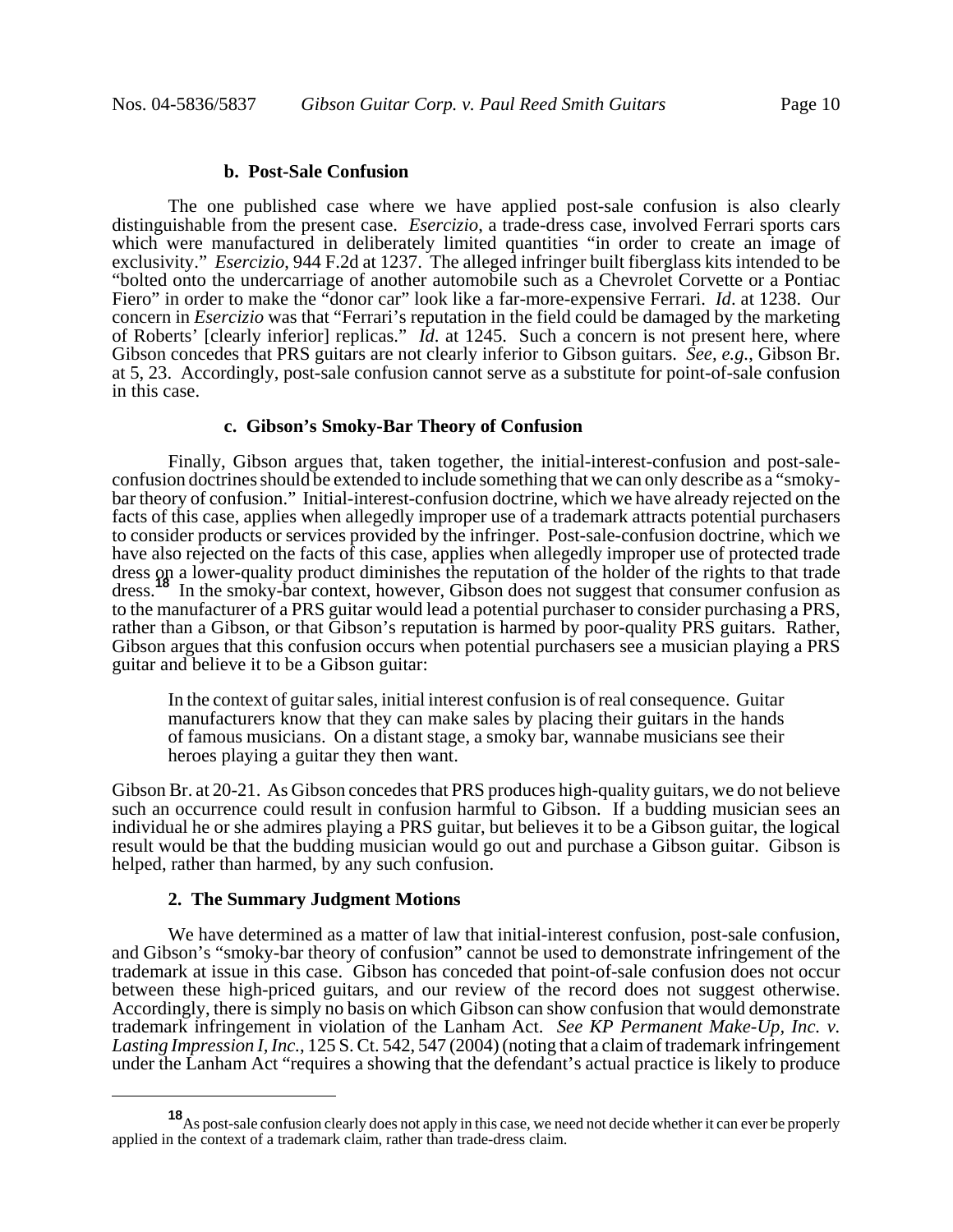#### b. Post-Sale Confusion

The one published case where we have applied post-sale confusion is also clearly distinguishable from the present case. *Esercizio*, a trade-dress case, involved Ferrari sports cars which were manufactured in deliberately limited quantities "in order to create an image of exclusivity." *Esercizio*, 944 F.2d at 1237. The alleged infringer built fiberglass kits intended to be "bolted onto the undercarriage of another automobile such as a Chevrolet Corvette or a Pontiac Fiero" in order to make the "donor car" look like a far-more-expensive Ferrari. *Id*. at 1238. Our concern in *Esercizio* was that "Ferrari's reputation in the field could be damaged by the marketing of Roberts' [clearly inferior] replicas." *Id*. at 1245. Such a concern is not present here, where Gibson concedes that PRS guitars are not clearly inferior to Gibson guitars. *See, e.g.*, Gibson Br. at 5, 23. Accordingly, post-sale confusion cannot serve as a substitute for point-of-sale confusion in this case.

#### c. Gibson's Smoky-Bar Theory of Confusion

Finally, Gibson argues that, taken together, the initial-interest-confusion and post-sale-confusion doctrines should be extended to include something that we can only describe as a "smoky-bar theory of confusion." Initial-interest-confusion doctrine, which we have already rejected on the facts of this case, applies when allegedly improper use of a trademark attracts potential purchasers to consider products or services provided by the infringer. Post-sale-confusion doctrine, which we have also rejected on the facts of this case, applies when allegedly improper use of protected trade dress on a lower-quality product diminishes the reputation of the holder of the rights to that trade dress.[18] In the smoky-bar context, however, Gibson does not suggest that consumer confusion as to the manufacturer of a PRS guitar would lead a potential purchaser to consider purchasing a PRS, rather than a Gibson, or that Gibson's reputation is harmed by poor-quality PRS guitars. Rather, Gibson argues that this confusion occurs when potential purchasers see a musician playing a PRS guitar and believe it to be a Gibson guitar:

> In the context of guitar sales, initial interest confusion is of real consequence. Guitar manufacturers know that they can make sales by placing their guitars in the hands of famous musicians. On a distant stage, a smoky bar, wannabe musicians see their heroes playing a guitar they then want.

Gibson Br. at 20-21. As Gibson concedes that PRS produces high-quality guitars, we do not believe such an occurrence could result in confusion harmful to Gibson. If a budding musician sees an individual he or she admires playing a PRS guitar, but believes it to be a Gibson guitar, the logical result would be that the budding musician would go out and purchase a Gibson guitar. Gibson is helped, rather than harmed, by any such confusion.

### 2. The Summary Judgment Motions

We have determined as a matter of law that initial-interest confusion, post-sale confusion, and Gibson's "smoky-bar theory of confusion" cannot be used to demonstrate infringement of the trademark at issue in this case. Gibson has conceded that point-of-sale confusion does not occur between these high-priced guitars, and our review of the record does not suggest otherwise. Accordingly, there is simply no basis on which Gibson can show confusion that would demonstrate trademark infringement in violation of the Lanham Act. *See KP Permanent Make-Up, Inc. v. Lasting Impression I, Inc.*, 125 S. Ct. 542, 547 (2004) (noting that a claim of trademark infringement under the Lanham Act "requires a showing that the defendant's actual practice is likely to produce

---

[18] As post-sale confusion clearly does not apply in this case, we need not decide whether it can ever be properly applied in the context of a trademark claim, rather than trade-dress claim.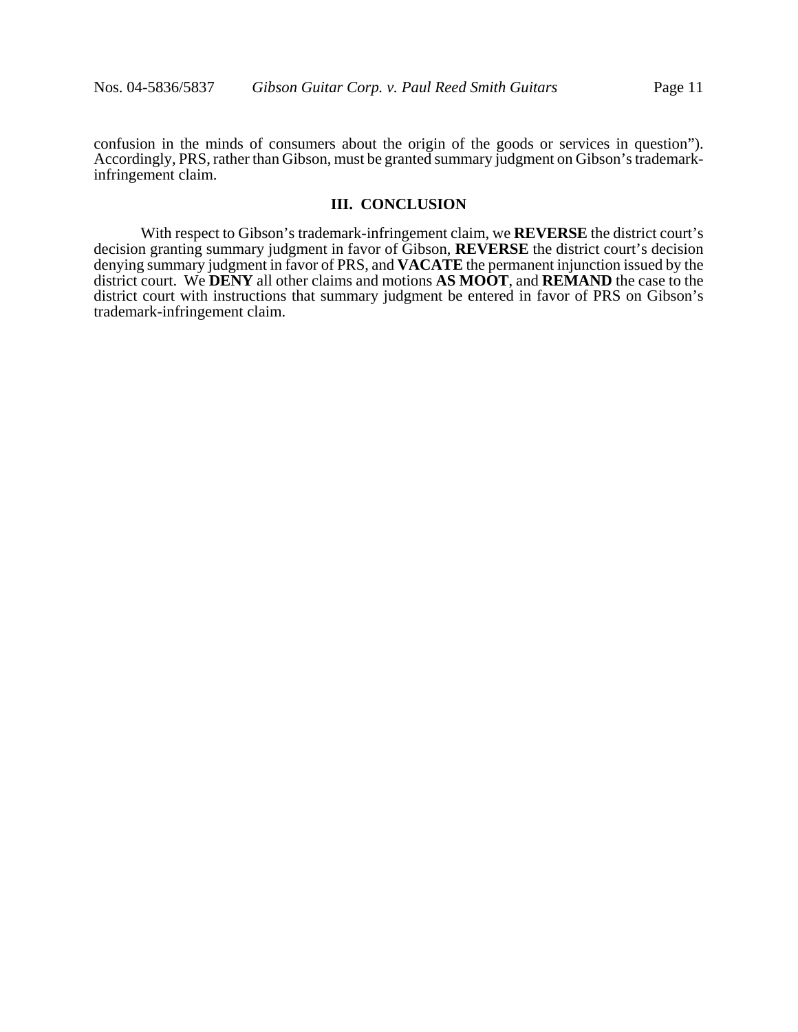confusion in the minds of consumers about the origin of the goods or services in question"). Accordingly, PRS, rather than Gibson, must be granted summary judgment on Gibson's trademark-infringement claim.

## III. CONCLUSION

With respect to Gibson's trademark-infringement claim, we **REVERSE** the district court's decision granting summary judgment in favor of Gibson, **REVERSE** the district court's decision denying summary judgment in favor of PRS, and **VACATE** the permanent injunction issued by the district court. We **DENY** all other claims and motions **AS MOOT**, and **REMAND** the case to the district court with instructions that summary judgment be entered in favor of PRS on Gibson's trademark-infringement claim.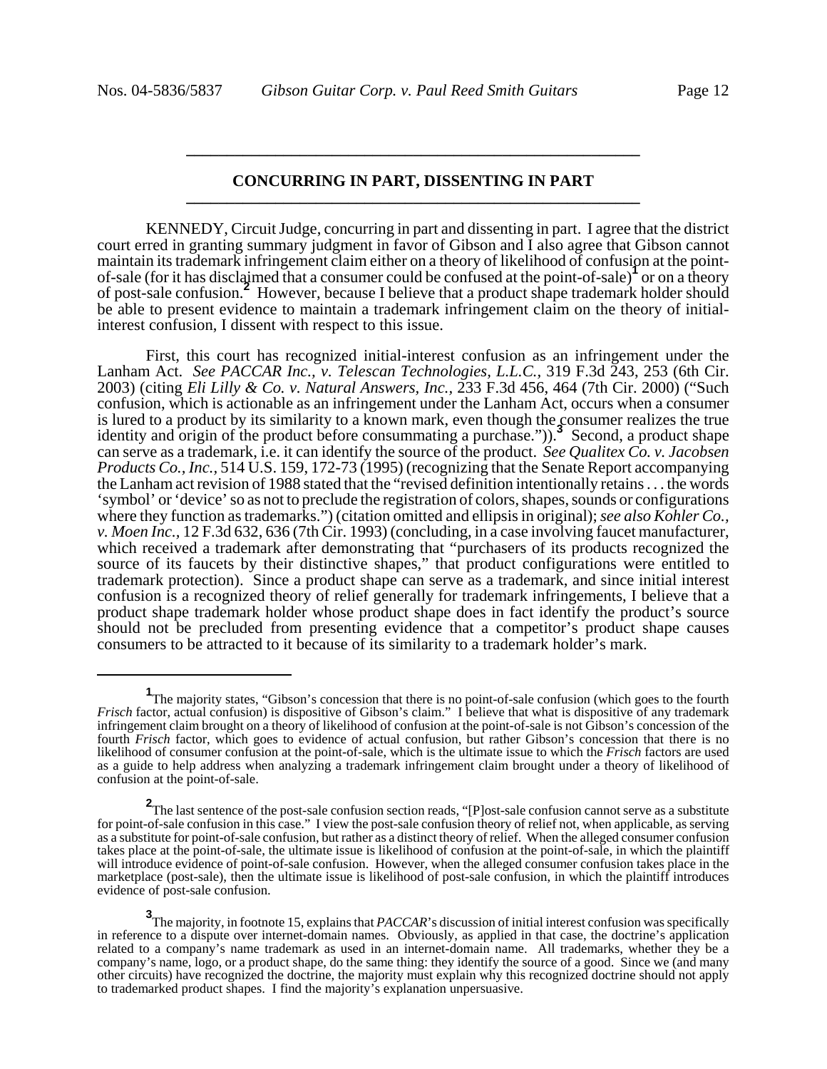## CONCURRING IN PART, DISSENTING IN PART

KENNEDY, Circuit Judge, concurring in part and dissenting in part. I agree that the district court erred in granting summary judgment in favor of Gibson and I also agree that Gibson cannot maintain its trademark infringement claim either on a theory of likelihood of confusion at the point-of-sale (for it has disclaimed that a consumer could be confused at the point-of-sale)[1] or on a theory of post-sale confusion.[2] However, because I believe that a product shape trademark holder should be able to present evidence to maintain a trademark infringement claim on the theory of initial-interest confusion, I dissent with respect to this issue.

First, this court has recognized initial-interest confusion as an infringement under the Lanham Act. *See PACCAR Inc., v. Telescan Technologies, L.L.C.,* 319 F.3d 243, 253 (6th Cir. 2003) (citing *Eli Lilly & Co. v. Natural Answers, Inc.,* 233 F.3d 456, 464 (7th Cir. 2000) ("Such confusion, which is actionable as an infringement under the Lanham Act, occurs when a consumer is lured to a product by its similarity to a known mark, even though the consumer realizes the true identity and origin of the product before consummating a purchase.")).[3] Second, a product shape can serve as a trademark, i.e. it can identify the source of the product. *See Qualitex Co. v. Jacobsen Products Co., Inc.,* 514 U.S. 159, 172-73 (1995) (recognizing that the Senate Report accompanying the Lanham act revision of 1988 stated that the "revised definition intentionally retains . . . the words 'symbol' or 'device' so as not to preclude the registration of colors, shapes, sounds or configurations where they function as trademarks.") (citation omitted and ellipsis in original); *see also Kohler Co., v. Moen Inc.,* 12 F.3d 632, 636 (7th Cir. 1993) (concluding, in a case involving faucet manufacturer, which received a trademark after demonstrating that "purchasers of its products recognized the source of its faucets by their distinctive shapes," that product configurations were entitled to trademark protection). Since a product shape can serve as a trademark, and since initial interest confusion is a recognized theory of relief generally for trademark infringements, I believe that a product shape trademark holder whose product shape does in fact identify the product's source should not be precluded from presenting evidence that a competitor's product shape causes consumers to be attracted to it because of its similarity to a trademark holder's mark.

---

[1] The majority states, "Gibson's concession that there is no point-of-sale confusion (which goes to the fourth *Frisch* factor, actual confusion) is dispositive of Gibson's claim." I believe that what is dispositive of any trademark infringement claim brought on a theory of likelihood of confusion at the point-of-sale is not Gibson's concession of the fourth *Frisch* factor, which goes to evidence of actual confusion, but rather Gibson's concession that there is no likelihood of consumer confusion at the point-of-sale, which is the ultimate issue to which the *Frisch* factors are used as a guide to help address when analyzing a trademark infringement claim brought under a theory of likelihood of confusion at the point-of-sale.

[2] The last sentence of the post-sale confusion section reads, "[P]ost-sale confusion cannot serve as a substitute for point-of-sale confusion in this case." I view the post-sale confusion theory of relief not, when applicable, as serving as a substitute for point-of-sale confusion, but rather as a distinct theory of relief. When the alleged consumer confusion takes place at the point-of-sale, the ultimate issue is likelihood of confusion at the point-of-sale, in which the plaintiff will introduce evidence of point-of-sale confusion. However, when the alleged consumer confusion takes place in the marketplace (post-sale), then the ultimate issue is likelihood of post-sale confusion, in which the plaintiff introduces evidence of post-sale confusion.

[3] The majority, in footnote 15, explains that *PACCAR*'s discussion of initial interest confusion was specifically in reference to a dispute over internet-domain names. Obviously, as applied in that case, the doctrine's application related to a company's name trademark as used in an internet-domain name. All trademarks, whether they be a company's name, logo, or a product shape, do the same thing: they identify the source of a good. Since we (and many other circuits) have recognized the doctrine, the majority must explain why this recognized doctrine should not apply to trademarked product shapes. I find the majority's explanation unpersuasive.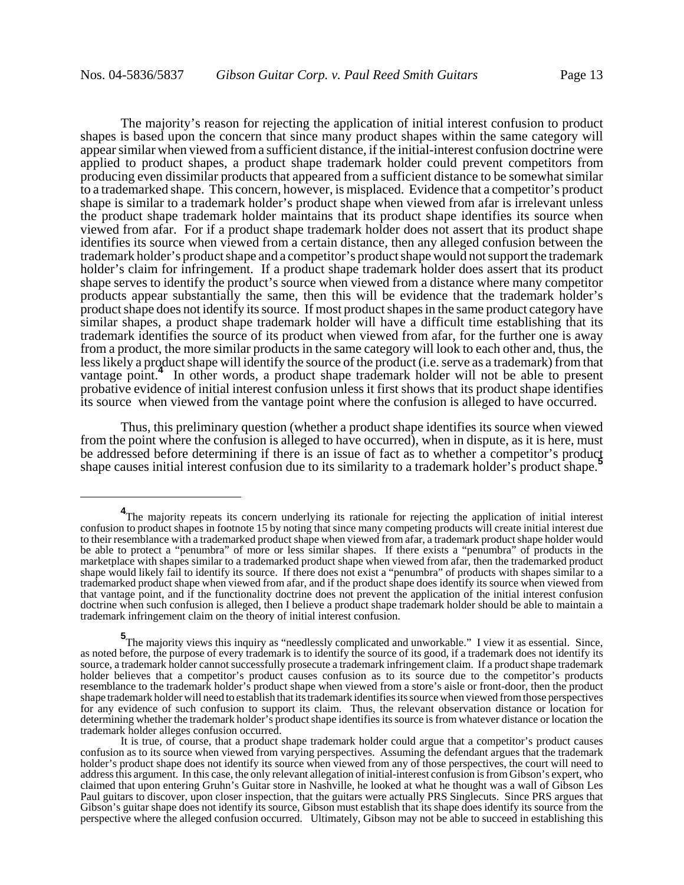The majority's reason for rejecting the application of initial interest confusion to product shapes is based upon the concern that since many product shapes within the same category will appear similar when viewed from a sufficient distance, if the initial-interest confusion doctrine were applied to product shapes, a product shape trademark holder could prevent competitors from producing even dissimilar products that appeared from a sufficient distance to be somewhat similar to a trademarked shape. This concern, however, is misplaced. Evidence that a competitor's product shape is similar to a trademark holder's product shape when viewed from afar is irrelevant unless the product shape trademark holder maintains that its product shape identifies its source when viewed from afar. For if a product shape trademark holder does not assert that its product shape identifies its source when viewed from a certain distance, then any alleged confusion between the trademark holder's product shape and a competitor's product shape would not support the trademark holder's claim for infringement. If a product shape trademark holder does assert that its product shape serves to identify the product's source when viewed from a distance where many competitor products appear substantially the same, then this will be evidence that the trademark holder's product shape does not identify its source. If most product shapes in the same product category have similar shapes, a product shape trademark holder will have a difficult time establishing that its trademark identifies the source of its product when viewed from afar, for the further one is away from a product, the more similar products in the same category will look to each other and, thus, the less likely a product shape will identify the source of the product (i.e. serve as a trademark) from that vantage point.[4] In other words, a product shape trademark holder will not be able to present probative evidence of initial interest confusion unless it first shows that its product shape identifies its source when viewed from the vantage point where the confusion is alleged to have occurred.

Thus, this preliminary question (whether a product shape identifies its source when viewed from the point where the confusion is alleged to have occurred), when in dispute, as it is here, must be addressed before determining if there is an issue of fact as to whether a competitor's product shape causes initial interest confusion due to its similarity to a trademark holder's product shape.[5]

---

[4] The majority repeats its concern underlying its rationale for rejecting the application of initial interest confusion to product shapes in footnote 15 by noting that since many competing products will create initial interest due to their resemblance with a trademarked product shape when viewed from afar, a trademark product shape holder would be able to protect a "penumbra" of more or less similar shapes. If there exists a "penumbra" of products in the marketplace with shapes similar to a trademarked product shape when viewed from afar, then the trademarked product shape would likely fail to identify its source. If there does not exist a "penumbra" of products with shapes similar to a trademarked product shape when viewed from afar, and if the product shape does identify its source when viewed from that vantage point, and if the functionality doctrine does not prevent the application of the initial interest confusion doctrine when such confusion is alleged, then I believe a product shape trademark holder should be able to maintain a trademark infringement claim on the theory of initial interest confusion.

[5] The majority views this inquiry as "needlessly complicated and unworkable." I view it as essential. Since, as noted before, the purpose of every trademark is to identify the source of its good, if a trademark does not identify its source, a trademark holder cannot successfully prosecute a trademark infringement claim. If a product shape trademark holder believes that a competitor's product causes confusion as to its source due to the competitor's products resemblance to the trademark holder's product shape when viewed from a store's aisle or front-door, then the product shape trademark holder will need to establish that its trademark identifies its source when viewed from those perspectives for any evidence of such confusion to support its claim. Thus, the relevant observation distance or location for determining whether the trademark holder's product shape identifies its source is from whatever distance or location the trademark holder alleges confusion occurred.

It is true, of course, that a product shape trademark holder could argue that a competitor's product causes confusion as to its source when viewed from varying perspectives. Assuming the defendant argues that the trademark holder's product shape does not identify its source when viewed from any of those perspectives, the court will need to address this argument. In this case, the only relevant allegation of initial-interest confusion is from Gibson's expert, who claimed that upon entering Gruhn's Guitar store in Nashville, he looked at what he thought was a wall of Gibson Les Paul guitars to discover, upon closer inspection, that the guitars were actually PRS Singlecuts. Since PRS argues that Gibson's guitar shape does not identify its source, Gibson must establish that its shape does identify its source from the perspective where the alleged confusion occurred. Ultimately, Gibson may not be able to succeed in establishing this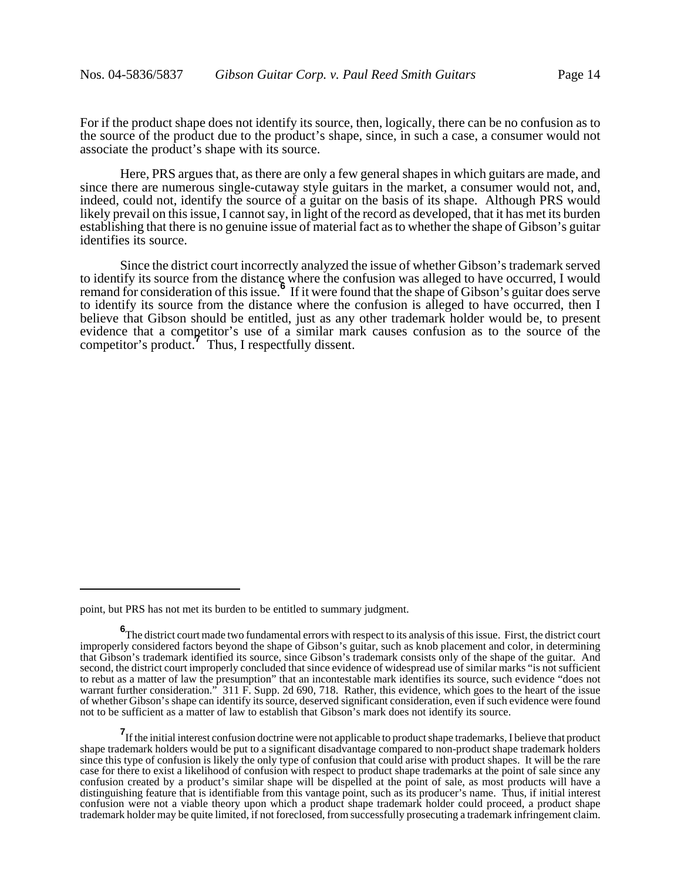For if the product shape does not identify its source, then, logically, there can be no confusion as to the source of the product due to the product's shape, since, in such a case, a consumer would not associate the product's shape with its source.

Here, PRS argues that, as there are only a few general shapes in which guitars are made, and since there are numerous single-cutaway style guitars in the market, a consumer would not, and, indeed, could not, identify the source of a guitar on the basis of its shape. Although PRS would likely prevail on this issue, I cannot say, in light of the record as developed, that it has met its burden establishing that there is no genuine issue of material fact as to whether the shape of Gibson's guitar identifies its source.

Since the district court incorrectly analyzed the issue of whether Gibson's trademark served to identify its source from the distance where the confusion was alleged to have occurred, I would remand for consideration of this issue.[6] If it were found that the shape of Gibson's guitar does serve to identify its source from the distance where the confusion is alleged to have occurred, then I believe that Gibson should be entitled, just as any other trademark holder would be, to present evidence that a competitor's use of a similar mark causes confusion as to the source of the competitor's product.[7] Thus, I respectfully dissent.

---

point, but PRS has not met its burden to be entitled to summary judgment.

[6]The district court made two fundamental errors with respect to its analysis of this issue. First, the district court improperly considered factors beyond the shape of Gibson's guitar, such as knob placement and color, in determining that Gibson's trademark identified its source, since Gibson's trademark consists only of the shape of the guitar. And second, the district court improperly concluded that since evidence of widespread use of similar marks "is not sufficient to rebut as a matter of law the presumption" that an incontestable mark identifies its source, such evidence "does not warrant further consideration." 311 F. Supp. 2d 690, 718. Rather, this evidence, which goes to the heart of the issue of whether Gibson's shape can identify its source, deserved significant consideration, even if such evidence were found not to be sufficient as a matter of law to establish that Gibson's mark does not identify its source.

[7]If the initial interest confusion doctrine were not applicable to product shape trademarks, I believe that product shape trademark holders would be put to a significant disadvantage compared to non-product shape trademark holders since this type of confusion is likely the only type of confusion that could arise with product shapes. It will be the rare case for there to exist a likelihood of confusion with respect to product shape trademarks at the point of sale since any confusion created by a product's similar shape will be dispelled at the point of sale, as most products will have a distinguishing feature that is identifiable from this vantage point, such as its producer's name. Thus, if initial interest confusion were not a viable theory upon which a product shape trademark holder could proceed, a product shape trademark holder may be quite limited, if not foreclosed, from successfully prosecuting a trademark infringement claim.